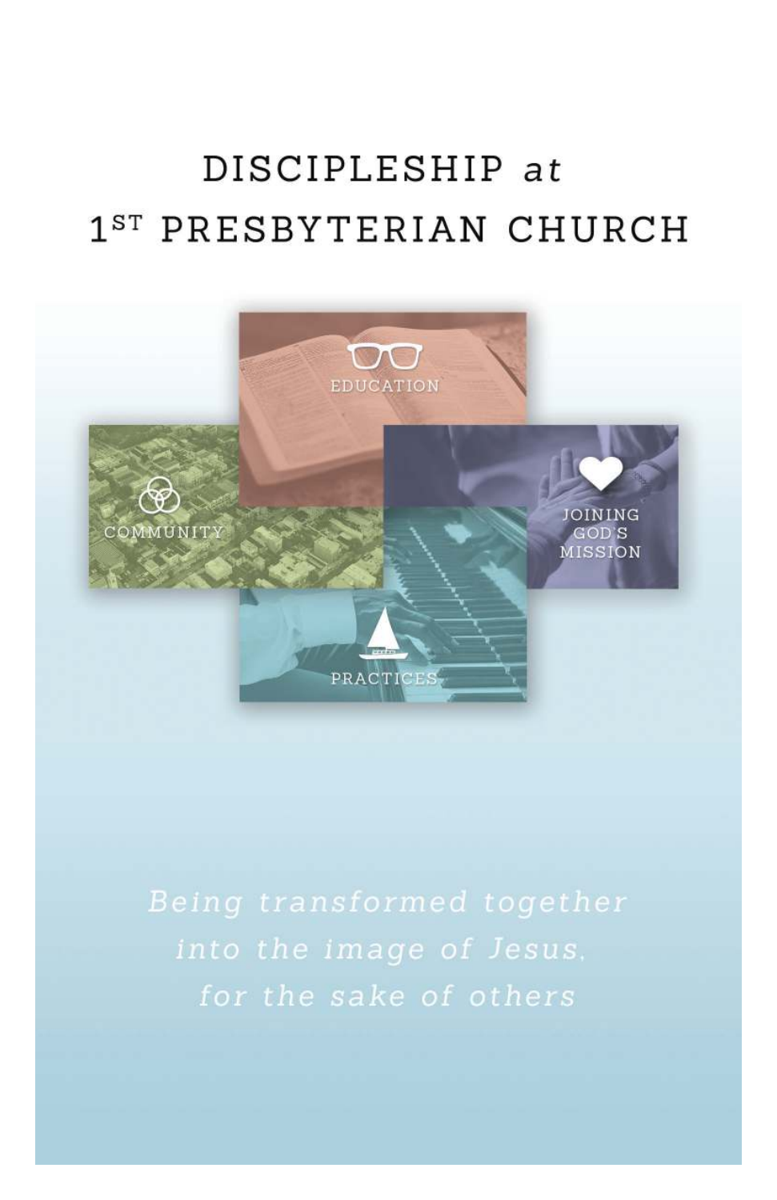# DISCIPLESHIP *at* 1ST PRESBYTERIAN CHURCH

EDUCATION

COMMUNITY

JOINING GOD'S MISSION

PRACTICES

*Being transformed together into the image of Jesus, for the sake of others*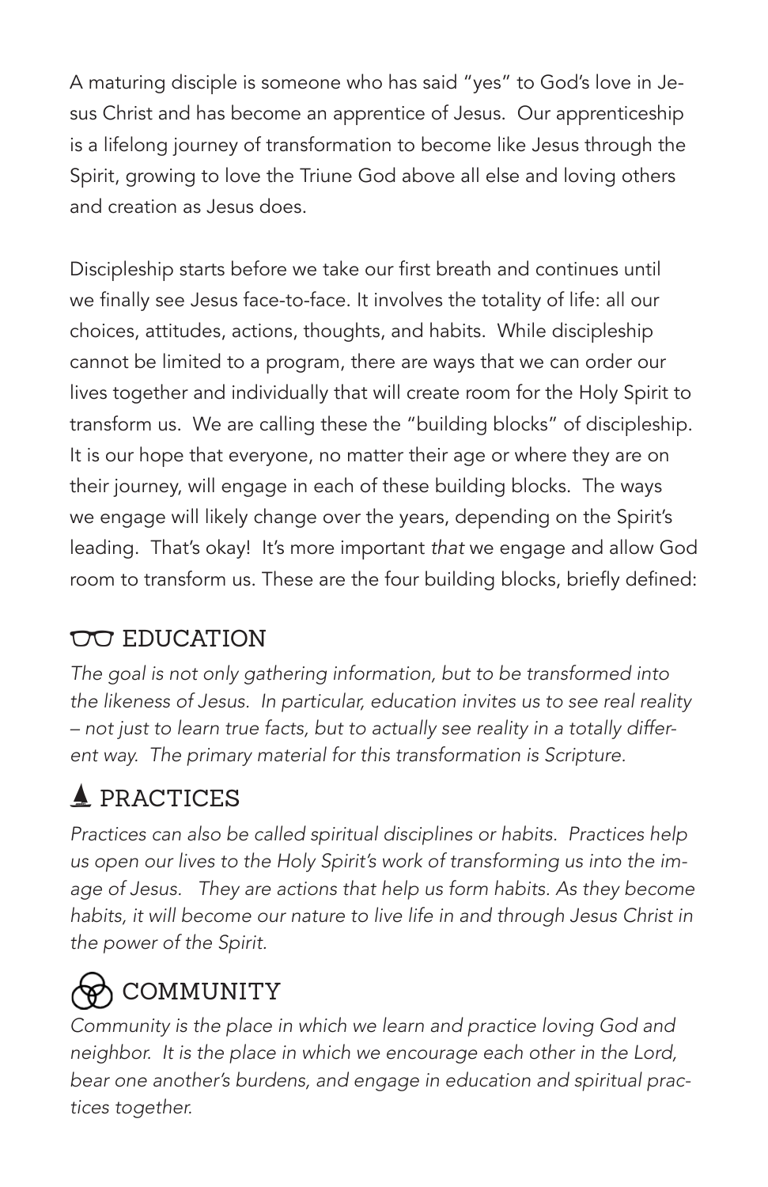A maturing disciple is someone who has said "yes" to God's love in Jesus Christ and has become an apprentice of Jesus. Our apprenticeship is a lifelong journey of transformation to become like Jesus through the Spirit, growing to love the Triune God above all else and loving others and creation as Jesus does.

Discipleship starts before we take our first breath and continues until we finally see Jesus face-to-face. It involves the totality of life: all our choices, attitudes, actions, thoughts, and habits. While discipleship cannot be limited to a program, there are ways that we can order our lives together and individually that will create room for the Holy Spirit to transform us. We are calling these the "building blocks" of discipleship. It is our hope that everyone, no matter their age or where they are on their journey, will engage in each of these building blocks. The ways we engage will likely change over the years, depending on the Spirit's leading. That's okay! It's more important *that* we engage and allow God room to transform us. These are the four building blocks, briefly defined:

## EDUCATION

*The goal is not only gathering information, but to be transformed into the likeness of Jesus. In particular, education invites us to see real reality – not just to learn true facts, but to actually see reality in a totally different way. The primary material for this transformation is Scripture.*

## PRACTICES

*Practices can also be called spiritual disciplines or habits. Practices help us open our lives to the Holy Spirit's work of transforming us into the image of Jesus. They are actions that help us form habits. As they become habits, it will become our nature to live life in and through Jesus Christ in the power of the Spirit.*

## COMMUNITY

*Community is the place in which we learn and practice loving God and neighbor. It is the place in which we encourage each other in the Lord, bear one another's burdens, and engage in education and spiritual practices together.*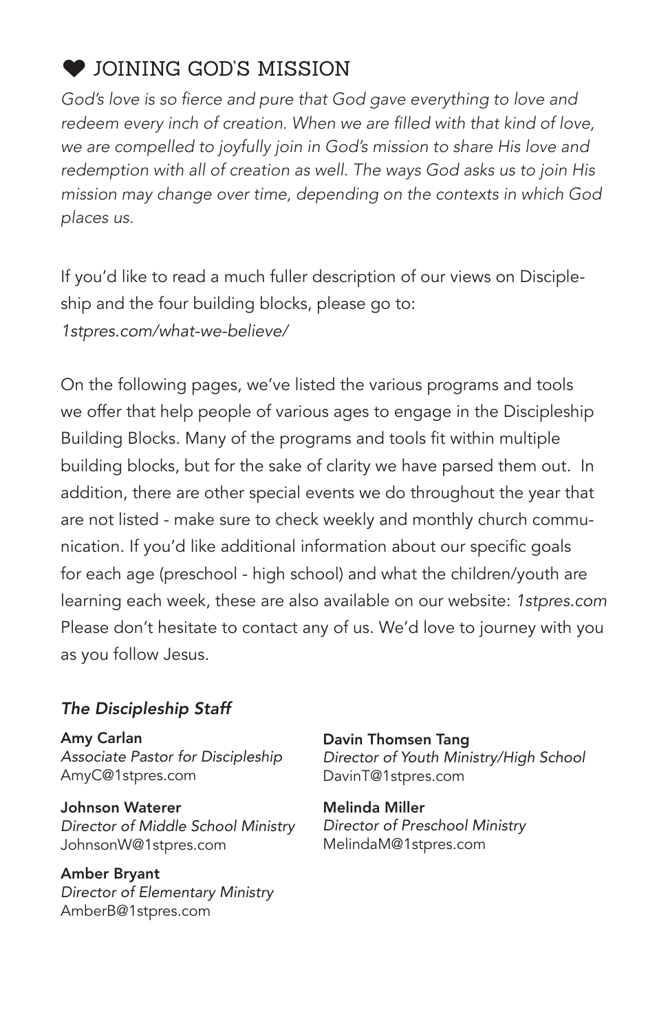## ❤ JOINING GOD'S MISSION

*God's love is so fierce and pure that God gave everything to love and redeem every inch of creation. When we are filled with that kind of love, we are compelled to joyfully join in God's mission to share His love and redemption with all of creation as well. The ways God asks us to join His mission may change over time, depending on the contexts in which God places us.*

If you'd like to read a much fuller description of our views on Discipleship and the four building blocks, please go to:
*1stpres.com/what-we-believe/*

On the following pages, we've listed the various programs and tools we offer that help people of various ages to engage in the Discipleship Building Blocks. Many of the programs and tools fit within multiple building blocks, but for the sake of clarity we have parsed them out. In addition, there are other special events we do throughout the year that are not listed - make sure to check weekly and monthly church communication. If you'd like additional information about our specific goals for each age (preschool - high school) and what the children/youth are learning each week, these are also available on our website: *1stpres.com* Please don't hesitate to contact any of us. We'd love to journey with you as you follow Jesus.

### *The Discipleship Staff*

**Amy Carlan**
*Associate Pastor for Discipleship*
AmyC@1stpres.com

**Johnson Waterer**
*Director of Middle School Ministry*
JohnsonW@1stpres.com

**Amber Bryant**
*Director of Elementary Ministry*
AmberB@1stpres.com

**Davin Thomsen Tang**
*Director of Youth Ministry/High School*
DavinT@1stpres.com

**Melinda Miller**
*Director of Preschool Ministry*
MelindaM@1stpres.com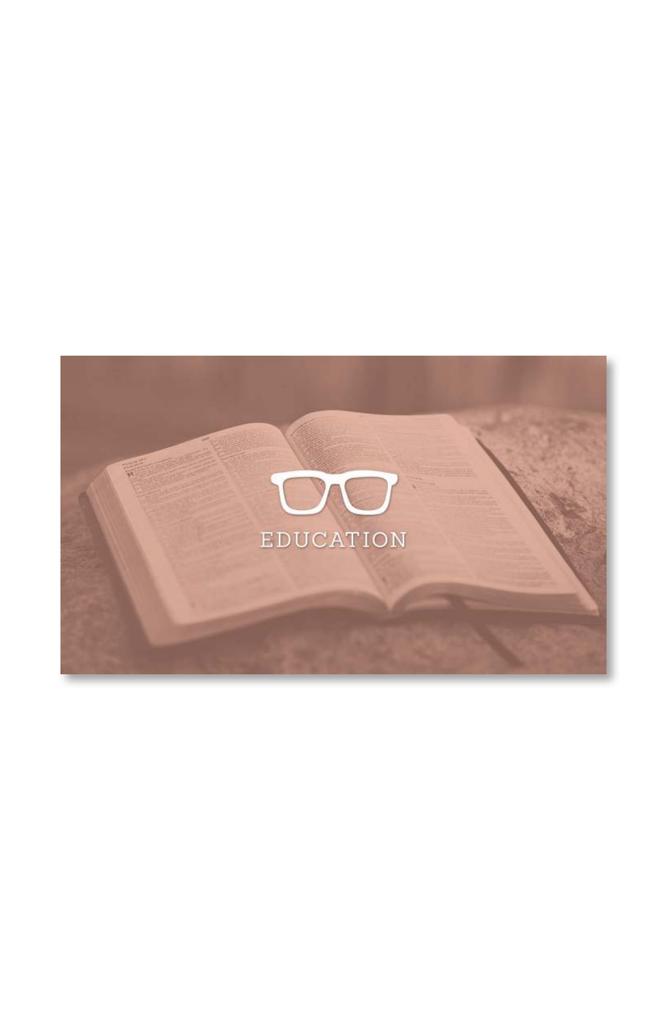# EDUCATION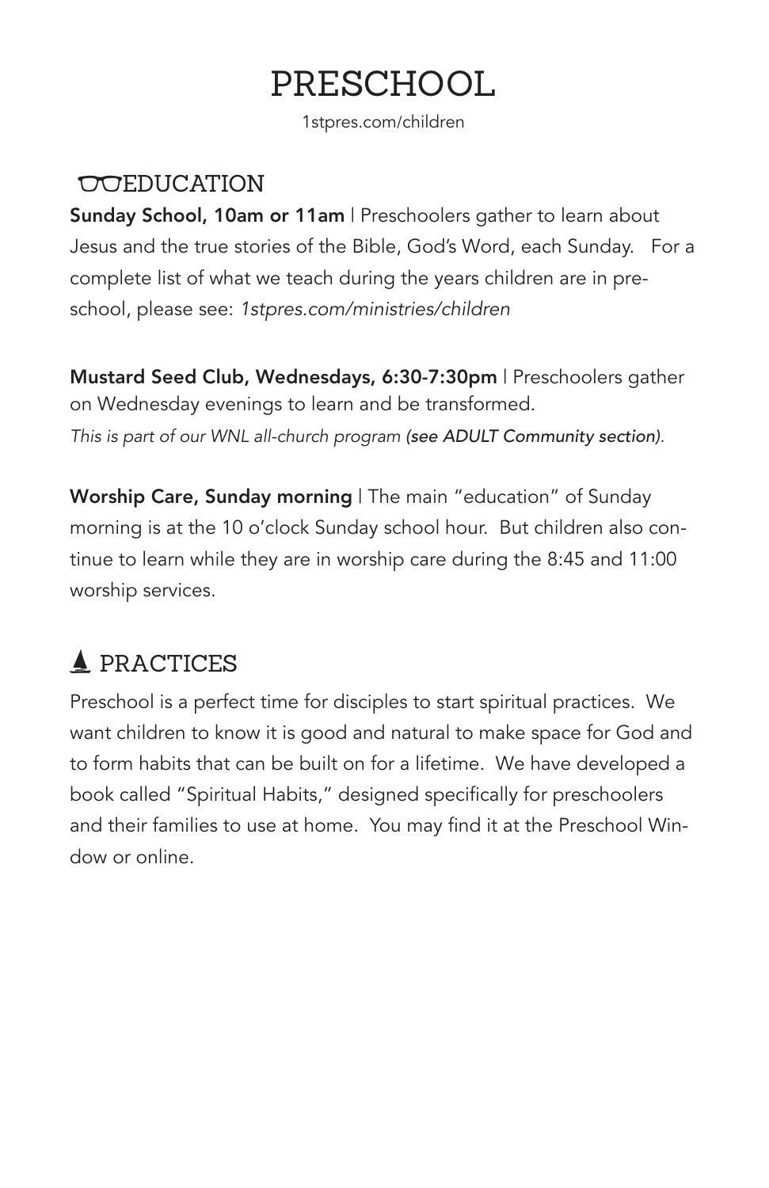# PRESCHOOL

1stpres.com/children

## EDUCATION

**Sunday School, 10am or 11am** | Preschoolers gather to learn about Jesus and the true stories of the Bible, God's Word, each Sunday. For a complete list of what we teach during the years children are in preschool, please see: *1stpres.com/ministries/children*

**Mustard Seed Club, Wednesdays, 6:30-7:30pm** | Preschoolers gather on Wednesday evenings to learn and be transformed.
*This is part of our WNL all-church program (see ADULT Community section).*

**Worship Care, Sunday morning** | The main "education" of Sunday morning is at the 10 o'clock Sunday school hour. But children also continue to learn while they are in worship care during the 8:45 and 11:00 worship services.

## PRACTICES

Preschool is a perfect time for disciples to start spiritual practices. We want children to know it is good and natural to make space for God and to form habits that can be built on for a lifetime. We have developed a book called "Spiritual Habits," designed specifically for preschoolers and their families to use at home. You may find it at the Preschool Window or online.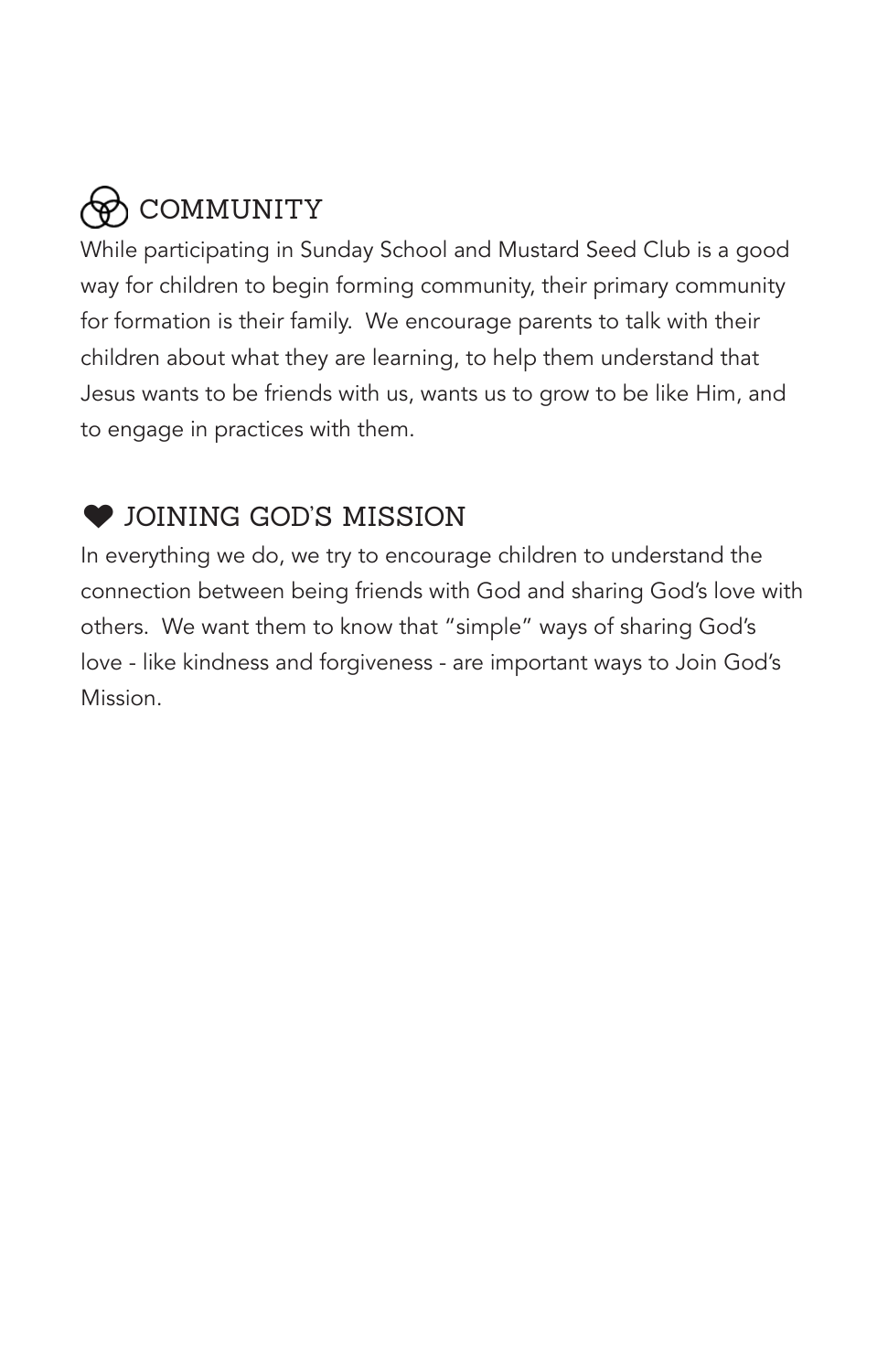## COMMUNITY

While participating in Sunday School and Mustard Seed Club is a good way for children to begin forming community, their primary community for formation is their family. We encourage parents to talk with their children about what they are learning, to help them understand that Jesus wants to be friends with us, wants us to grow to be like Him, and to engage in practices with them.

## ❤ JOINING GOD'S MISSION

In everything we do, we try to encourage children to understand the connection between being friends with God and sharing God's love with others. We want them to know that "simple" ways of sharing God's love - like kindness and forgiveness - are important ways to Join God's Mission.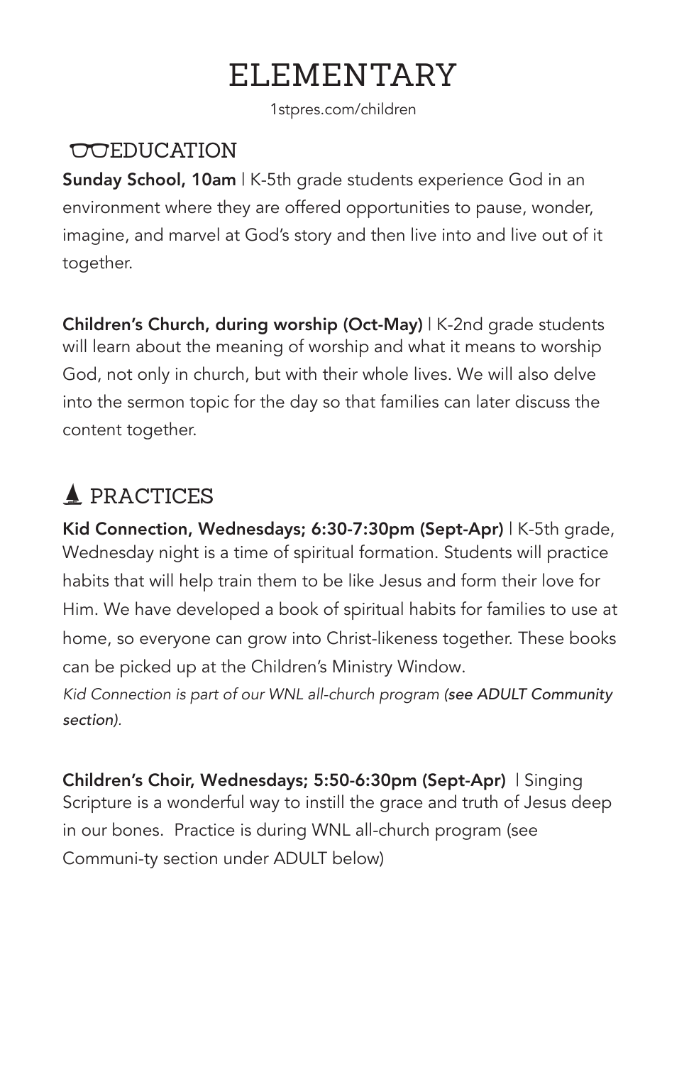# ELEMENTARY

1stpres.com/children

## EDUCATION

**Sunday School, 10am** | K-5th grade students experience God in an environment where they are offered opportunities to pause, wonder, imagine, and marvel at God's story and then live into and live out of it together.

**Children's Church, during worship (Oct-May)** | K-2nd grade students will learn about the meaning of worship and what it means to worship God, not only in church, but with their whole lives. We will also delve into the sermon topic for the day so that families can later discuss the content together.

## PRACTICES

**Kid Connection, Wednesdays; 6:30-7:30pm (Sept-Apr)** | K-5th grade, Wednesday night is a time of spiritual formation. Students will practice habits that will help train them to be like Jesus and form their love for Him. We have developed a book of spiritual habits for families to use at home, so everyone can grow into Christ-likeness together. These books can be picked up at the Children's Ministry Window.

*Kid Connection is part of our WNL all-church program **(see ADULT Community section)**.*

**Children's Choir, Wednesdays; 5:50-6:30pm (Sept-Apr)** | Singing Scripture is a wonderful way to instill the grace and truth of Jesus deep in our bones. Practice is during WNL all-church program (see Communi-ty section under ADULT below)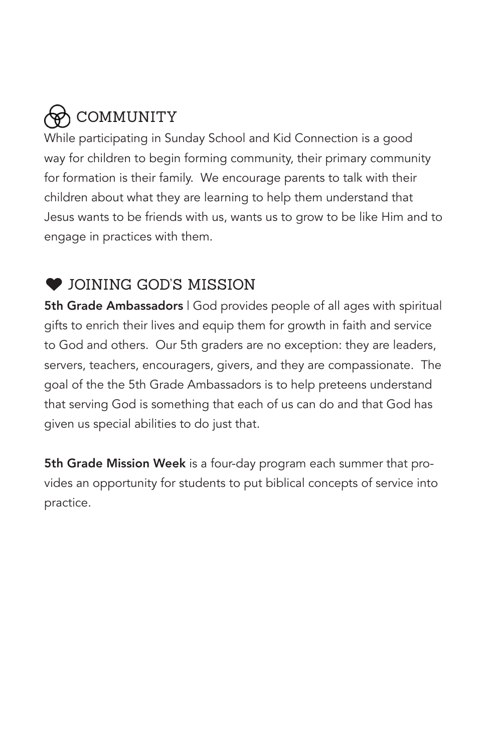## COMMUNITY

While participating in Sunday School and Kid Connection is a good way for children to begin forming community, their primary community for formation is their family. We encourage parents to talk with their children about what they are learning to help them understand that Jesus wants to be friends with us, wants us to grow to be like Him and to engage in practices with them.

## JOINING GOD'S MISSION

**5th Grade Ambassadors** | God provides people of all ages with spiritual gifts to enrich their lives and equip them for growth in faith and service to God and others. Our 5th graders are no exception: they are leaders, servers, teachers, encouragers, givers, and they are compassionate. The goal of the the 5th Grade Ambassadors is to help preteens understand that serving God is something that each of us can do and that God has given us special abilities to do just that.

**5th Grade Mission Week** is a four-day program each summer that provides an opportunity for students to put biblical concepts of service into practice.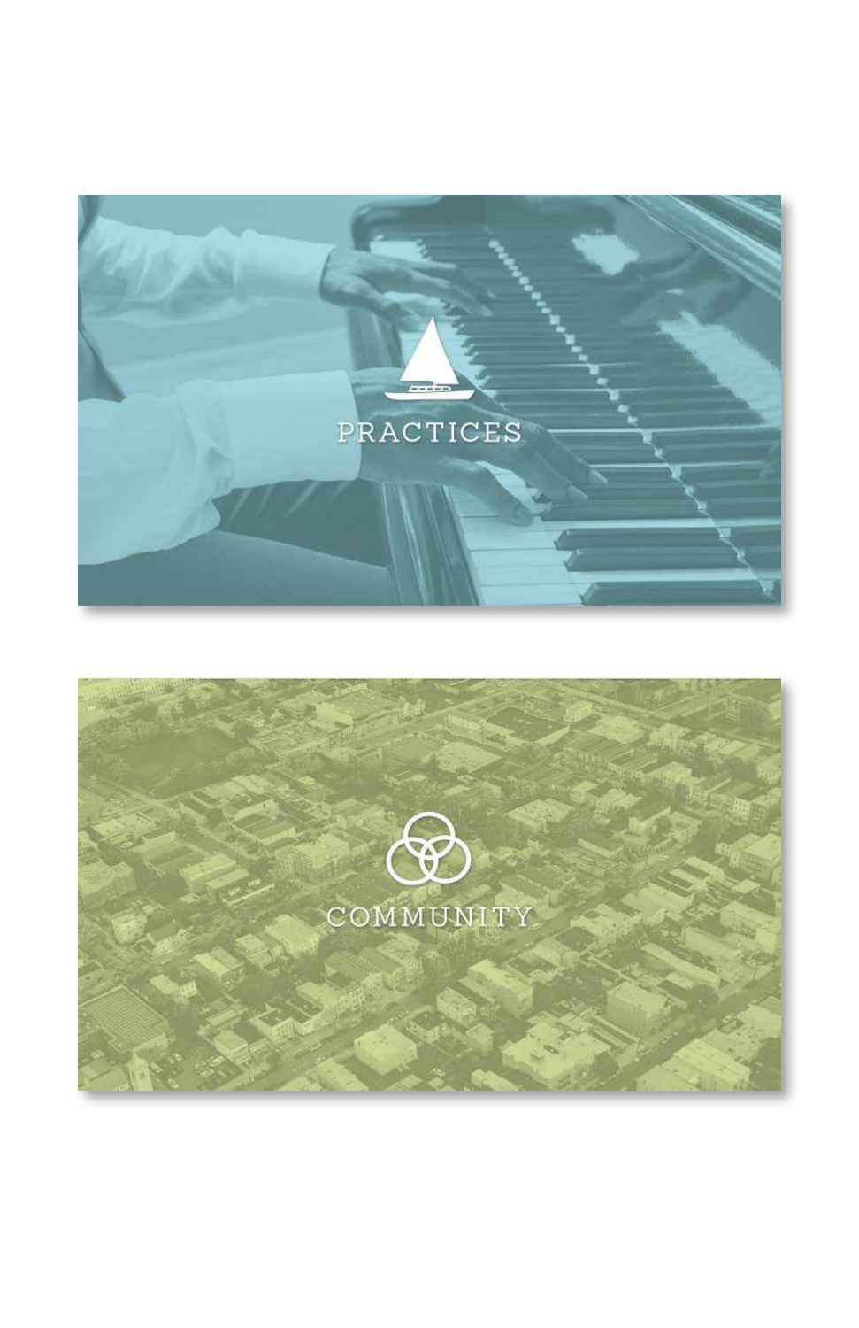PRACTICES

COMMUNITY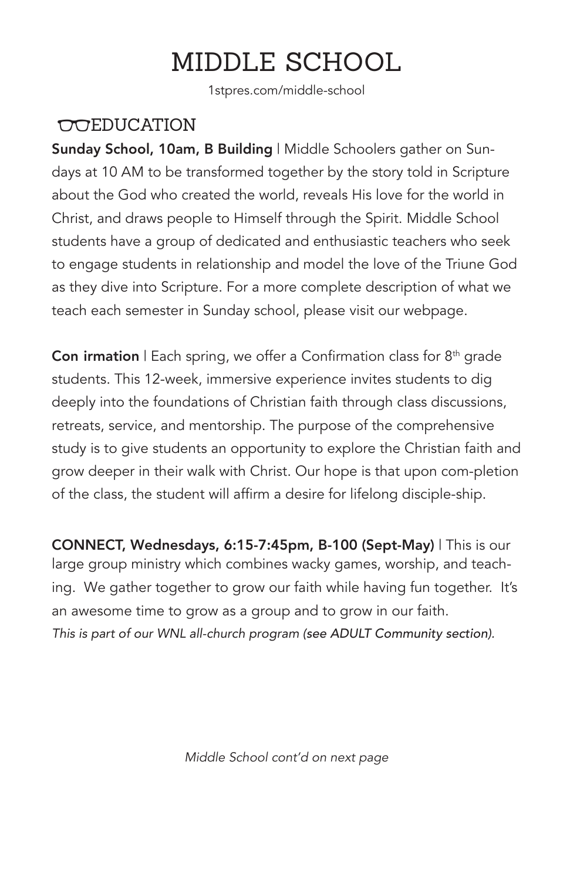# MIDDLE SCHOOL

1stpres.com/middle-school

## EDUCATION

**Sunday School, 10am, B Building** | Middle Schoolers gather on Sundays at 10 AM to be transformed together by the story told in Scripture about the God who created the world, reveals His love for the world in Christ, and draws people to Himself through the Spirit. Middle School students have a group of dedicated and enthusiastic teachers who seek to engage students in relationship and model the love of the Triune God as they dive into Scripture. For a more complete description of what we teach each semester in Sunday school, please visit our webpage.

**Con irmation** | Each spring, we offer a Confirmation class for 8th grade students. This 12-week, immersive experience invites students to dig deeply into the foundations of Christian faith through class discussions, retreats, service, and mentorship. The purpose of the comprehensive study is to give students an opportunity to explore the Christian faith and grow deeper in their walk with Christ. Our hope is that upon com-pletion of the class, the student will affirm a desire for lifelong disciple-ship.

**CONNECT, Wednesdays, 6:15-7:45pm, B-100 (Sept-May)** | This is our large group ministry which combines wacky games, worship, and teaching. We gather together to grow our faith while having fun together. It's an awesome time to grow as a group and to grow in our faith.
*This is part of our WNL all-church program (see ADULT Community section).*

*Middle School cont'd on next page*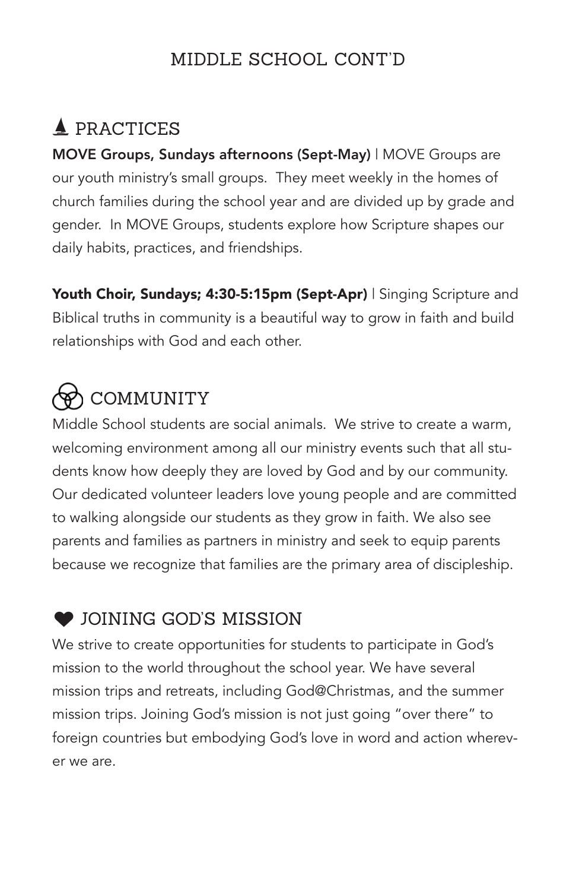# MIDDLE SCHOOL CONT'D

## PRACTICES

**MOVE Groups, Sundays afternoons (Sept-May)** | MOVE Groups are our youth ministry's small groups. They meet weekly in the homes of church families during the school year and are divided up by grade and gender. In MOVE Groups, students explore how Scripture shapes our daily habits, practices, and friendships.

**Youth Choir, Sundays; 4:30-5:15pm (Sept-Apr)** | Singing Scripture and Biblical truths in community is a beautiful way to grow in faith and build relationships with God and each other.

## COMMUNITY

Middle School students are social animals. We strive to create a warm, welcoming environment among all our ministry events such that all students know how deeply they are loved by God and by our community. Our dedicated volunteer leaders love young people and are committed to walking alongside our students as they grow in faith. We also see parents and families as partners in ministry and seek to equip parents because we recognize that families are the primary area of discipleship.

## JOINING GOD'S MISSION

We strive to create opportunities for students to participate in God's mission to the world throughout the school year. We have several mission trips and retreats, including God@Christmas, and the summer mission trips. Joining God's mission is not just going "over there" to foreign countries but embodying God's love in word and action wherever we are.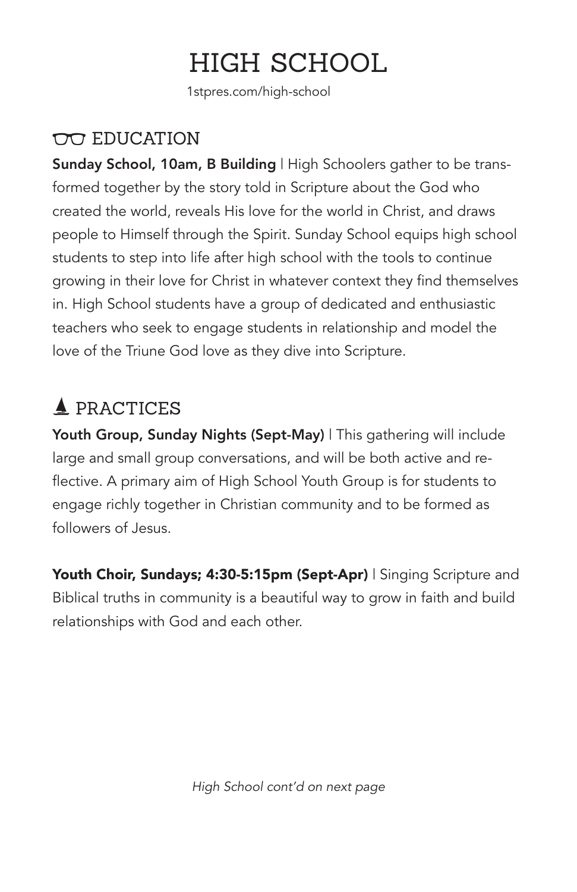# HIGH SCHOOL

1stpres.com/high-school

## EDUCATION

**Sunday School, 10am, B Building** | High Schoolers gather to be transformed together by the story told in Scripture about the God who created the world, reveals His love for the world in Christ, and draws people to Himself through the Spirit. Sunday School equips high school students to step into life after high school with the tools to continue growing in their love for Christ in whatever context they find themselves in. High School students have a group of dedicated and enthusiastic teachers who seek to engage students in relationship and model the love of the Triune God love as they dive into Scripture.

## PRACTICES

**Youth Group, Sunday Nights (Sept-May)** | This gathering will include large and small group conversations, and will be both active and reflective. A primary aim of High School Youth Group is for students to engage richly together in Christian community and to be formed as followers of Jesus.

**Youth Choir, Sundays; 4:30-5:15pm (Sept-Apr)** | Singing Scripture and Biblical truths in community is a beautiful way to grow in faith and build relationships with God and each other.

*High School cont'd on next page*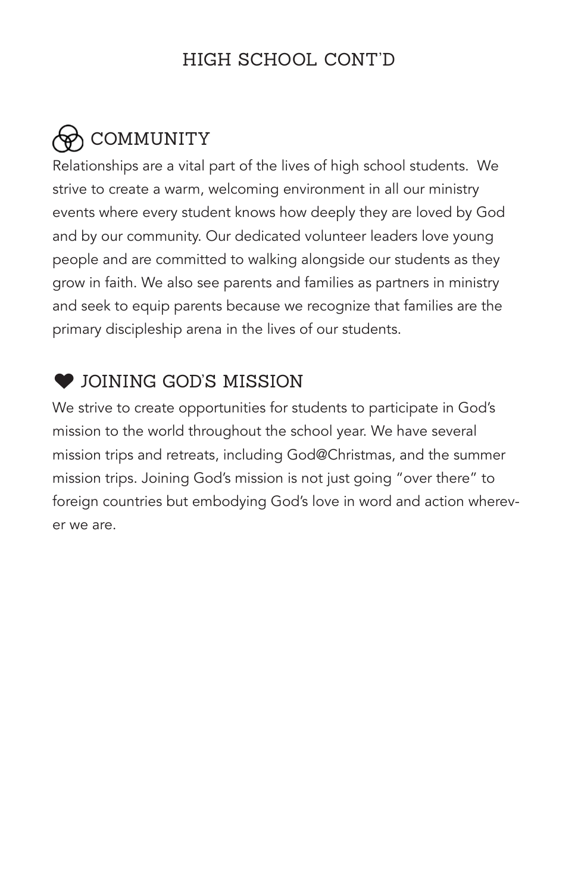## HIGH SCHOOL CONT'D

### COMMUNITY

Relationships are a vital part of the lives of high school students. We strive to create a warm, welcoming environment in all our ministry events where every student knows how deeply they are loved by God and by our community. Our dedicated volunteer leaders love young people and are committed to walking alongside our students as they grow in faith. We also see parents and families as partners in ministry and seek to equip parents because we recognize that families are the primary discipleship arena in the lives of our students.

### ❤ JOINING GOD'S MISSION

We strive to create opportunities for students to participate in God's mission to the world throughout the school year. We have several mission trips and retreats, including God@Christmas, and the summer mission trips. Joining God's mission is not just going "over there" to foreign countries but embodying God's love in word and action wherever we are.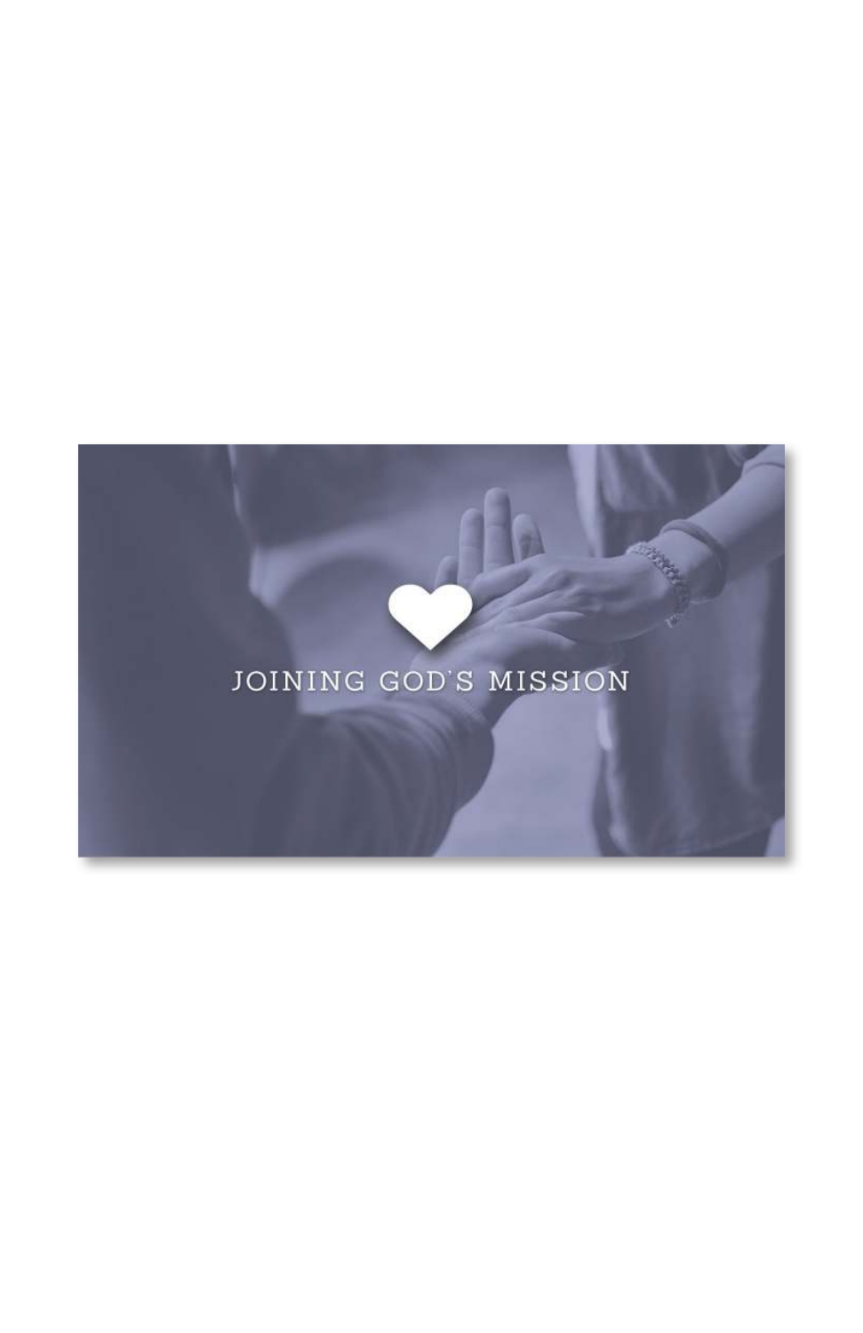JOINING GOD'S MISSION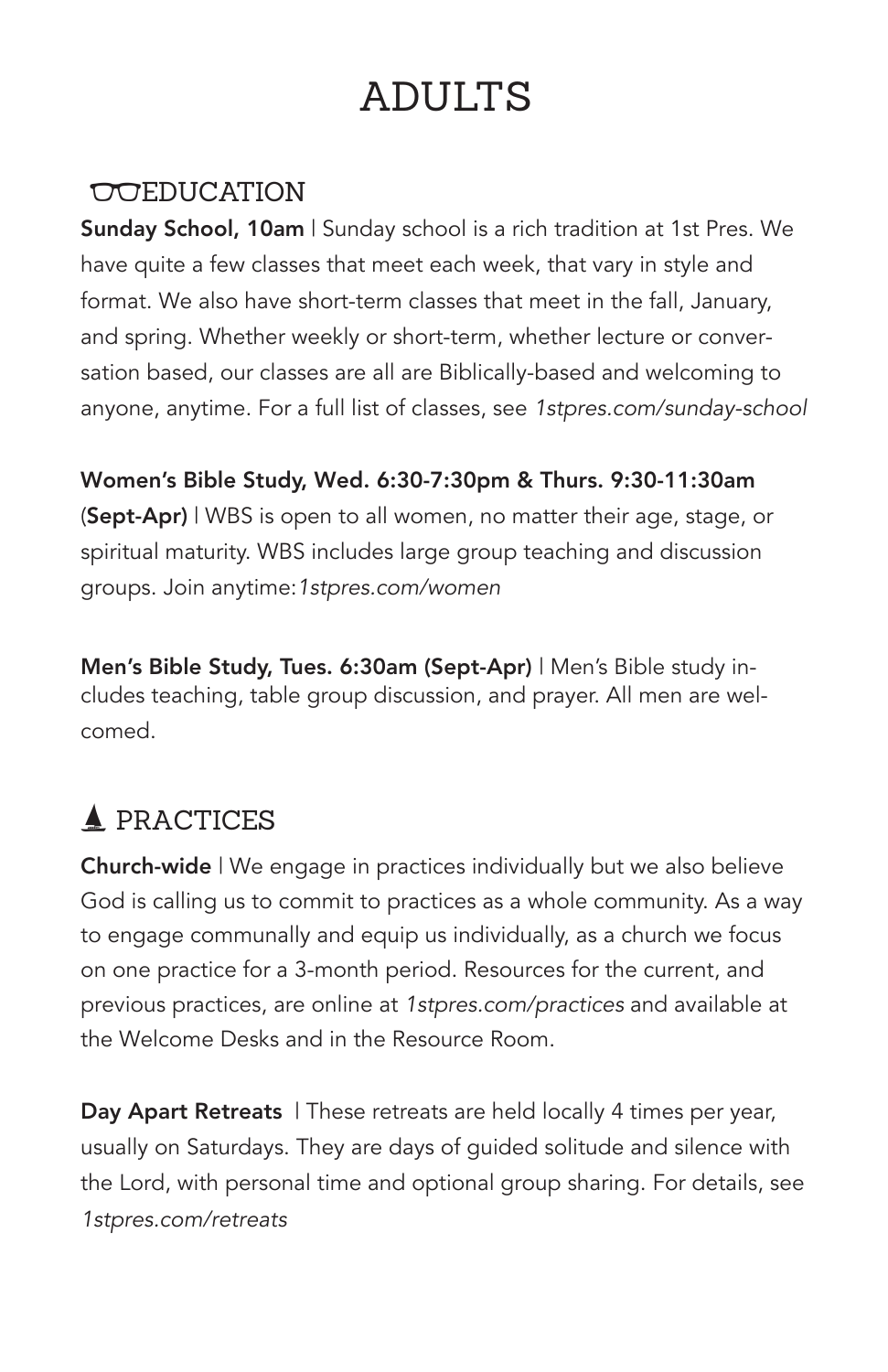# ADULTS

## EDUCATION

**Sunday School, 10am** | Sunday school is a rich tradition at 1st Pres. We have quite a few classes that meet each week, that vary in style and format. We also have short-term classes that meet in the fall, January, and spring. Whether weekly or short-term, whether lecture or conversation based, our classes are all are Biblically-based and welcoming to anyone, anytime. For a full list of classes, see *1stpres.com/sunday-school*

**Women's Bible Study, Wed. 6:30-7:30pm & Thurs. 9:30-11:30am** (**Sept-Apr)** | WBS is open to all women, no matter their age, stage, or spiritual maturity. WBS includes large group teaching and discussion groups. Join anytime: *1stpres.com/women*

**Men's Bible Study, Tues. 6:30am (Sept-Apr)** | Men's Bible study includes teaching, table group discussion, and prayer. All men are welcomed.

## PRACTICES

**Church-wide** | We engage in practices individually but we also believe God is calling us to commit to practices as a whole community. As a way to engage communally and equip us individually, as a church we focus on one practice for a 3-month period. Resources for the current, and previous practices, are online at *1stpres.com/practices* and available at the Welcome Desks and in the Resource Room.

**Day Apart Retreats** | These retreats are held locally 4 times per year, usually on Saturdays. They are days of guided solitude and silence with the Lord, with personal time and optional group sharing. For details, see *1stpres.com/retreats*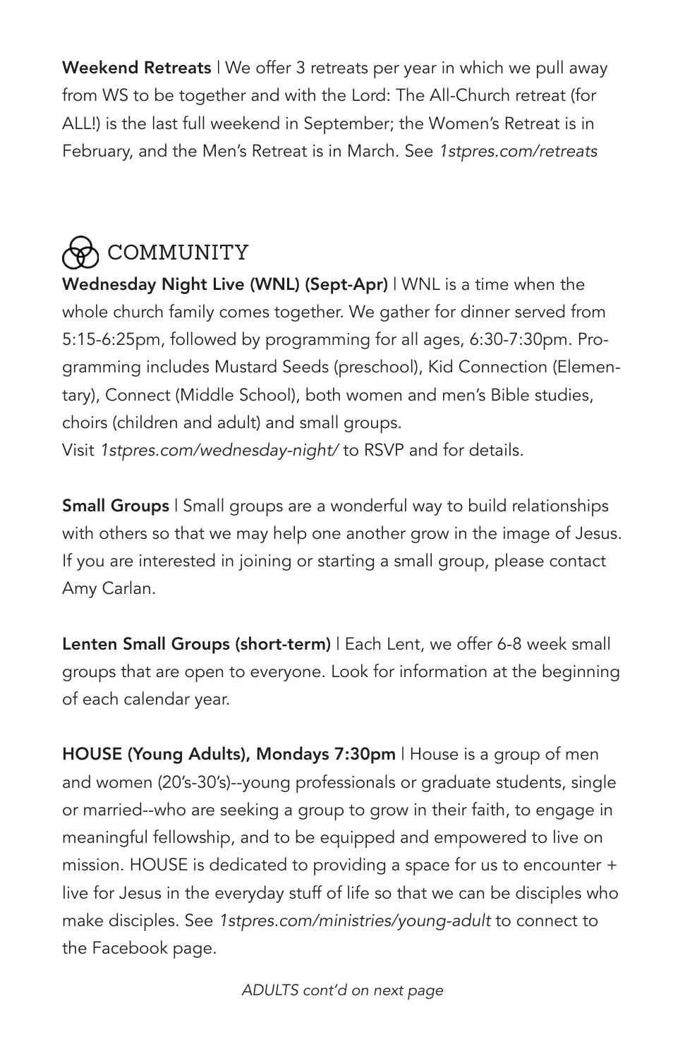**Weekend Retreats** | We offer 3 retreats per year in which we pull away from WS to be together and with the Lord: The All-Church retreat (for ALL!) is the last full weekend in September; the Women's Retreat is in February, and the Men's Retreat is in March. See *1stpres.com/retreats*

## COMMUNITY

**Wednesday Night Live (WNL) (Sept-Apr)** | WNL is a time when the whole church family comes together. We gather for dinner served from 5:15-6:25pm, followed by programming for all ages, 6:30-7:30pm. Programming includes Mustard Seeds (preschool), Kid Connection (Elementary), Connect (Middle School), both women and men's Bible studies, choirs (children and adult) and small groups.
Visit *1stpres.com/wednesday-night/* to RSVP and for details.

**Small Groups** | Small groups are a wonderful way to build relationships with others so that we may help one another grow in the image of Jesus. If you are interested in joining or starting a small group, please contact Amy Carlan.

**Lenten Small Groups (short-term)** | Each Lent, we offer 6-8 week small groups that are open to everyone. Look for information at the beginning of each calendar year.

**HOUSE (Young Adults), Mondays 7:30pm** | House is a group of men and women (20's-30's)--young professionals or graduate students, single or married--who are seeking a group to grow in their faith, to engage in meaningful fellowship, and to be equipped and empowered to live on mission. HOUSE is dedicated to providing a space for us to encounter + live for Jesus in the everyday stuff of life so that we can be disciples who make disciples. See *1stpres.com/ministries/young-adult* to connect to the Facebook page.

*ADULTS cont'd on next page*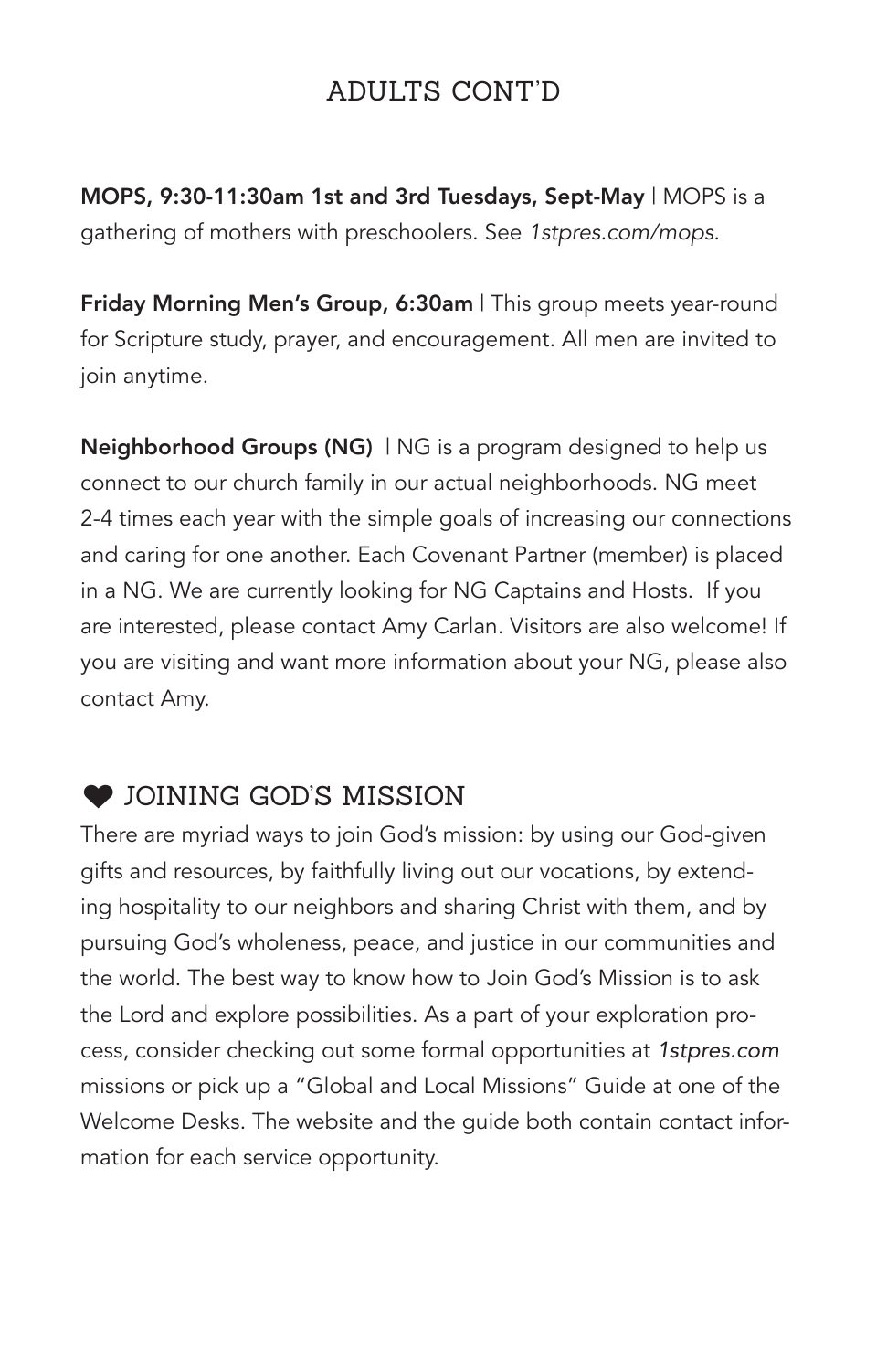## ADULTS CONT'D

**MOPS, 9:30-11:30am 1st and 3rd Tuesdays, Sept-May** | MOPS is a gathering of mothers with preschoolers. See *1stpres.com/mops.*

**Friday Morning Men's Group, 6:30am** | This group meets year-round for Scripture study, prayer, and encouragement. All men are invited to join anytime.

**Neighborhood Groups (NG)** | NG is a program designed to help us connect to our church family in our actual neighborhoods. NG meet 2-4 times each year with the simple goals of increasing our connections and caring for one another. Each Covenant Partner (member) is placed in a NG. We are currently looking for NG Captains and Hosts. If you are interested, please contact Amy Carlan. Visitors are also welcome! If you are visiting and want more information about your NG, please also contact Amy.

## ❤ JOINING GOD'S MISSION

There are myriad ways to join God's mission: by using our God-given gifts and resources, by faithfully living out our vocations, by extending hospitality to our neighbors and sharing Christ with them, and by pursuing God's wholeness, peace, and justice in our communities and the world. The best way to know how to Join God's Mission is to ask the Lord and explore possibilities. As a part of your exploration process, consider checking out some formal opportunities at *1stpres.com* missions or pick up a "Global and Local Missions" Guide at one of the Welcome Desks. The website and the guide both contain contact information for each service opportunity.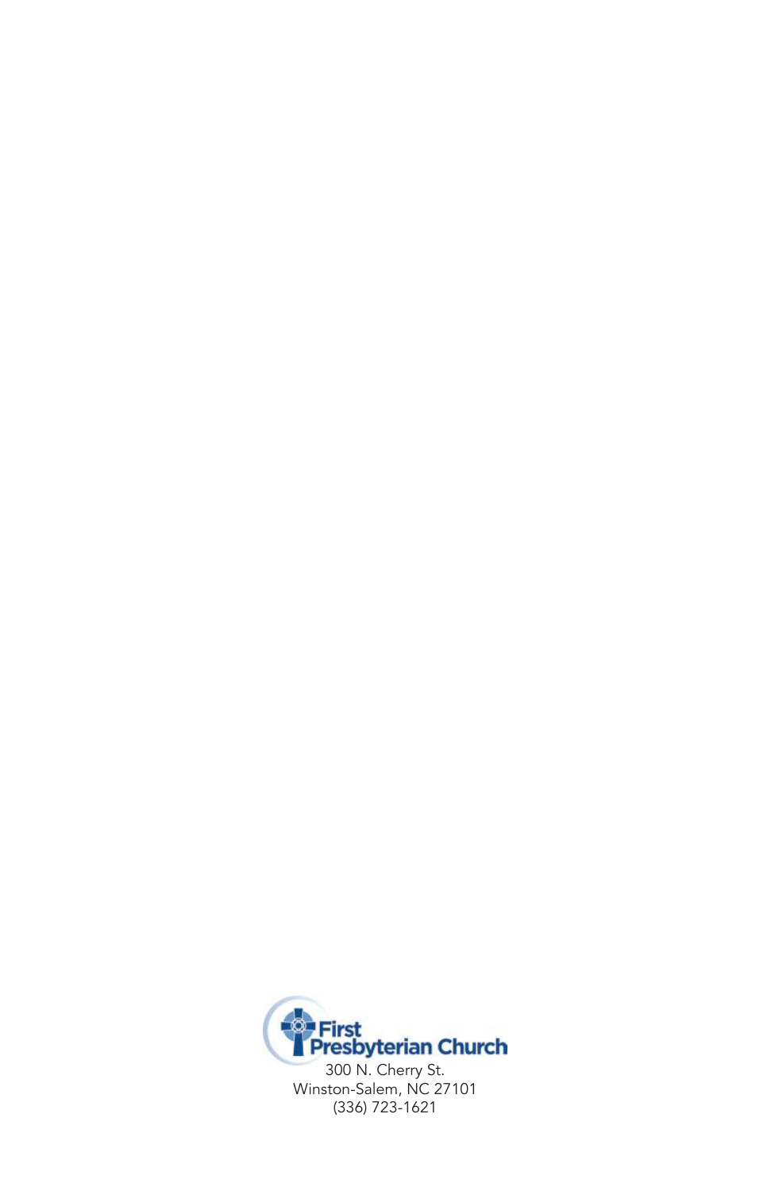First Presbyterian Church

300 N. Cherry St.
Winston-Salem, NC 27101
(336) 723-1621